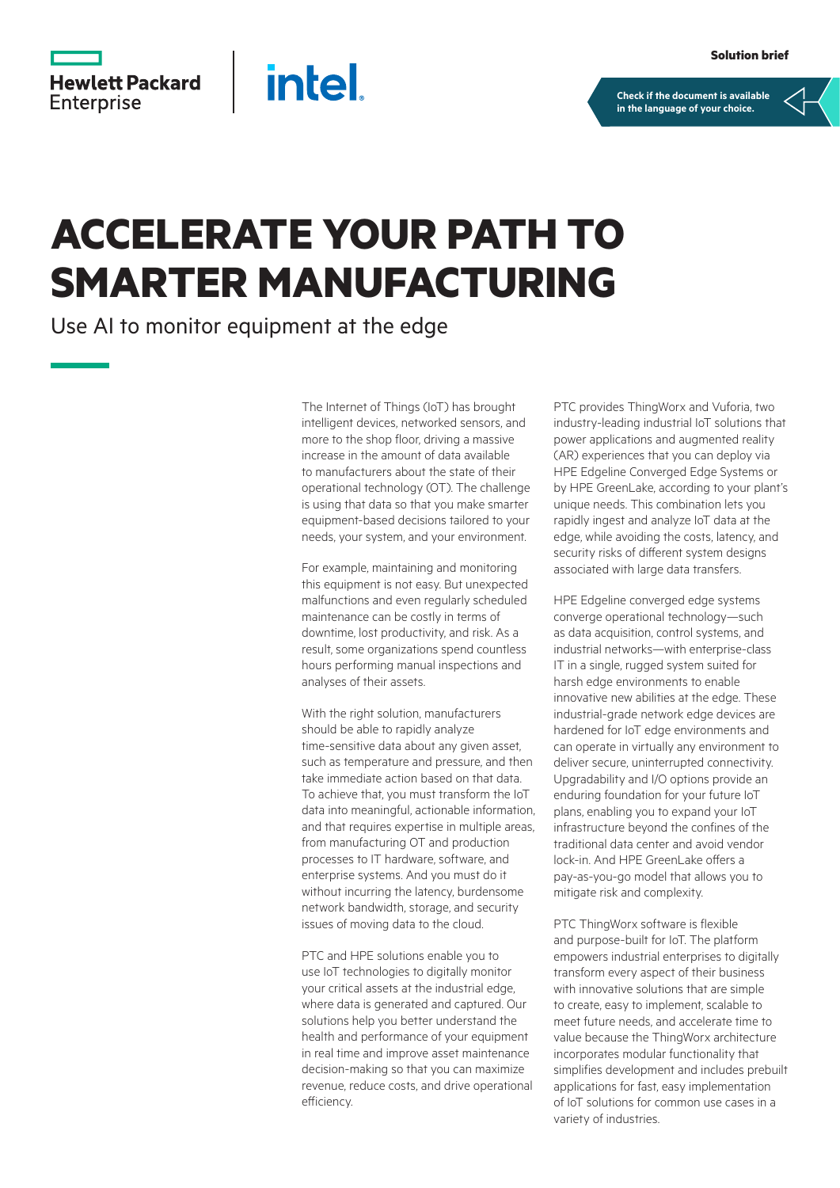Solution brief

Check if the document is available in the language of your choice.

# ACCELERATE YOUR PATH TO SMARTER MANUFACTURING

## Use AI to monitor equipment at the edge

The Internet of Things (IoT) has brought intelligent devices, networked sensors, and more to the shop floor, driving a massive increase in the amount of data available to manufacturers about the state of their operational technology (OT). The challenge is using that data so that you make smarter equipment-based decisions tailored to your needs, your system, and your environment.

For example, maintaining and monitoring this equipment is not easy. But unexpected malfunctions and even regularly scheduled maintenance can be costly in terms of downtime, lost productivity, and risk. As a result, some organizations spend countless hours performing manual inspections and analyses of their assets.

With the right solution, manufacturers should be able to rapidly analyze time-sensitive data about any given asset, such as temperature and pressure, and then take immediate action based on that data. To achieve that, you must transform the IoT data into meaningful, actionable information, and that requires expertise in multiple areas, from manufacturing OT and production processes to IT hardware, software, and enterprise systems. And you must do it without incurring the latency, burdensome network bandwidth, storage, and security issues of moving data to the cloud.

PTC and HPE solutions enable you to use IoT technologies to digitally monitor your critical assets at the industrial edge, where data is generated and captured. Our solutions help you better understand the health and performance of your equipment in real time and improve asset maintenance decision-making so that you can maximize revenue, reduce costs, and drive operational efficiency.

PTC provides ThingWorx and Vuforia, two industry-leading industrial IoT solutions that power applications and augmented reality (AR) experiences that you can deploy via HPE Edgeline Converged Edge Systems or by HPE GreenLake, according to your plant's unique needs. This combination lets you rapidly ingest and analyze IoT data at the edge, while avoiding the costs, latency, and security risks of different system designs associated with large data transfers.

HPE Edgeline converged edge systems converge operational technology—such as data acquisition, control systems, and industrial networks—with enterprise-class IT in a single, rugged system suited for harsh edge environments to enable innovative new abilities at the edge. These industrial-grade network edge devices are hardened for IoT edge environments and can operate in virtually any environment to deliver secure, uninterrupted connectivity. Upgradability and I/O options provide an enduring foundation for your future IoT plans, enabling you to expand your IoT infrastructure beyond the confines of the traditional data center and avoid vendor lock-in. And HPE GreenLake offers a pay-as-you-go model that allows you to mitigate risk and complexity.

PTC ThingWorx software is flexible and purpose-built for IoT. The platform empowers industrial enterprises to digitally transform every aspect of their business with innovative solutions that are simple to create, easy to implement, scalable to meet future needs, and accelerate time to value because the ThingWorx architecture incorporates modular functionality that simplifies development and includes prebuilt applications for fast, easy implementation of IoT solutions for common use cases in a variety of industries.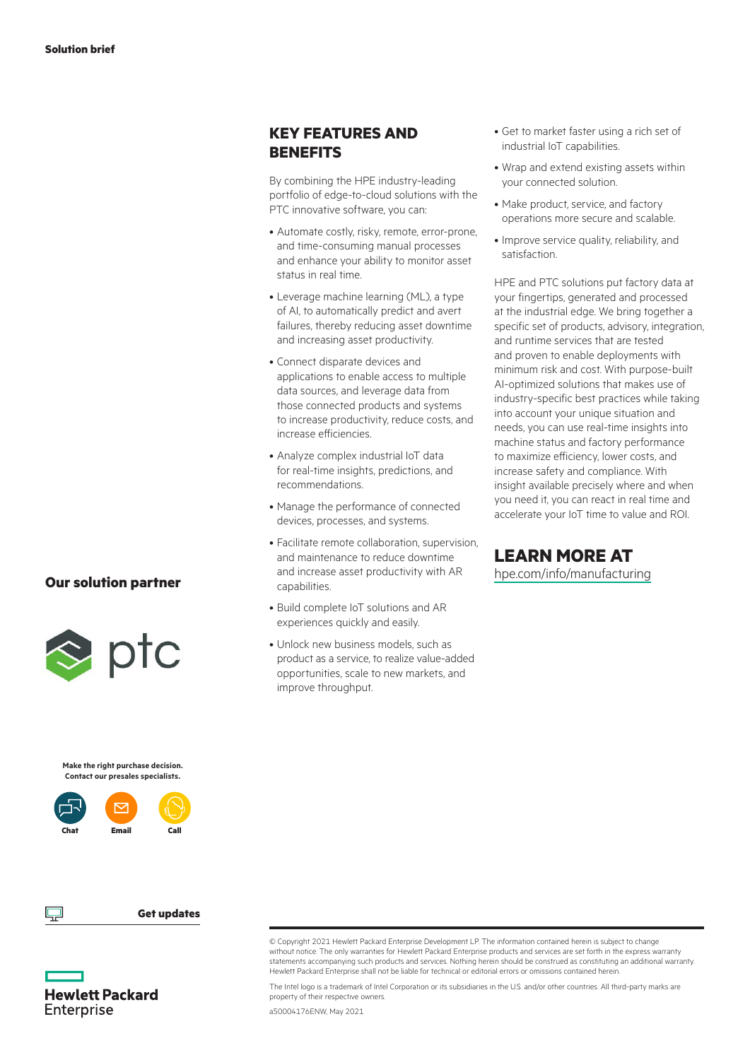Solution brief

## KEY FEATURES AND BENEFITS

By combining the HPE industry-leading portfolio of edge-to-cloud solutions with the PTC innovative software, you can:

- Automate costly, risky, remote, error-prone, and time-consuming manual processes and enhance your ability to monitor asset status in real time.
- Leverage machine learning (ML), a type of AI, to automatically predict and avert failures, thereby reducing asset downtime and increasing asset productivity.
- Connect disparate devices and applications to enable access to multiple data sources, and leverage data from those connected products and systems to increase productivity, reduce costs, and increase efficiencies.
- Analyze complex industrial IoT data for real-time insights, predictions, and recommendations.
- Manage the performance of connected devices, processes, and systems.
- Facilitate remote collaboration, supervision, and maintenance to reduce downtime and increase asset productivity with AR capabilities.
- Build complete IoT solutions and AR experiences quickly and easily.
- Unlock new business models, such as product as a service, to realize value-added opportunities, scale to new markets, and improve throughput.
- Get to market faster using a rich set of industrial IoT capabilities.
- Wrap and extend existing assets within your connected solution.
- Make product, service, and factory operations more secure and scalable.
- Improve service quality, reliability, and satisfaction.

HPE and PTC solutions put factory data at your fingertips, generated and processed at the industrial edge. We bring together a specific set of products, advisory, integration, and runtime services that are tested and proven to enable deployments with minimum risk and cost. With purpose-built AI-optimized solutions that makes use of industry-specific best practices while taking into account your unique situation and needs, you can use real-time insights into machine status and factory performance to maximize efficiency, lower costs, and increase safety and compliance. With insight available precisely where and when you need it, you can react in real time and accelerate your IoT time to value and ROI.

## LEARN MORE AT

hpe.com/info/manufacturing

**Our solution partner**

ptc

**Make the right purchase decision. Contact our presales specialists.**

Chat Email Call

**Get updates**

Hewlett Packard Enterprise

© Copyright 2021 Hewlett Packard Enterprise Development LP. The information contained herein is subject to change without notice. The only warranties for Hewlett Packard Enterprise products and services are set forth in the express warranty statements accompanying such products and services. Nothing herein should be construed as constituting an additional warranty. Hewlett Packard Enterprise shall not be liable for technical or editorial errors or omissions contained herein.

The Intel logo is a trademark of Intel Corporation or its subsidiaries in the U.S. and/or other countries. All third-party marks are property of their respective owners.

a50004176ENW, May 2021